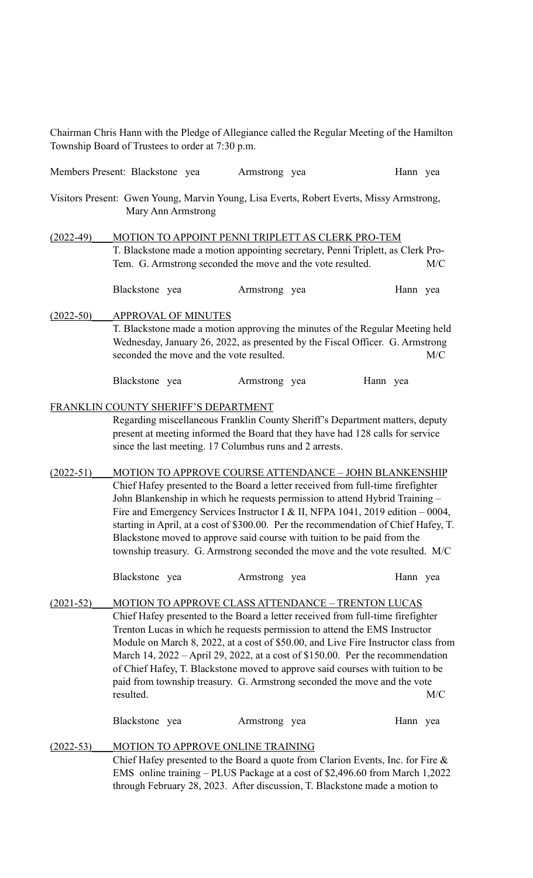Chairman Chris Hann with the Pledge of Allegiance called the Regular Meeting of the Hamilton Township Board of Trustees to order at 7:30 p.m.

Members Present: Blackstone yea Armstrong yea Hann yea

Visitors Present: Gwen Young, Marvin Young, Lisa Everts, Robert Everts, Missy Armstrong, Mary Ann Armstrong

(2022-49) MOTION TO APPOINT PENNI TRIPLETT AS CLERK PRO-TEM

T. Blackstone made a motion appointing secretary, Penni Triplett, as Clerk Pro-Tem. G. Armstrong seconded the move and the vote resulted. M/C

Blackstone yea Armstrong yea Hann yea

(2022-50) APPROVAL OF MINUTES

T. Blackstone made a motion approving the minutes of the Regular Meeting held Wednesday, January 26, 2022, as presented by the Fiscal Officer. G. Armstrong seconded the move and the vote resulted. M/C

Blackstone yea Armstrong yea Hann yea

FRANKLIN COUNTY SHERIFF'S DEPARTMENT

Regarding miscellaneous Franklin County Sheriff's Department matters, deputy present at meeting informed the Board that they have had 128 calls for service since the last meeting. 17 Columbus runs and 2 arrests.

(2022-51) MOTION TO APPROVE COURSE ATTENDANCE – JOHN BLANKENSHIP

Chief Hafey presented to the Board a letter received from full-time firefighter John Blankenship in which he requests permission to attend Hybrid Training – Fire and Emergency Services Instructor I & II, NFPA 1041, 2019 edition – 0004, starting in April, at a cost of $300.00. Per the recommendation of Chief Hafey, T. Blackstone moved to approve said course with tuition to be paid from the township treasury. G. Armstrong seconded the move and the vote resulted. M/C

Blackstone yea Armstrong yea Hann yea

(2021-52) MOTION TO APPROVE CLASS ATTENDANCE – TRENTON LUCAS

Chief Hafey presented to the Board a letter received from full-time firefighter Trenton Lucas in which he requests permission to attend the EMS Instructor Module on March 8, 2022, at a cost of $50.00, and Live Fire Instructor class from March 14, 2022 – April 29, 2022, at a cost of $150.00. Per the recommendation of Chief Hafey, T. Blackstone moved to approve said courses with tuition to be paid from township treasury. G. Armstrong seconded the move and the vote resulted. M/C

Blackstone yea Armstrong yea Hann yea

(2022-53) MOTION TO APPROVE ONLINE TRAINING

Chief Hafey presented to the Board a quote from Clarion Events, Inc. for Fire & EMS online training – PLUS Package at a cost of $2,496.60 from March 1,2022 through February 28, 2023. After discussion, T. Blackstone made a motion to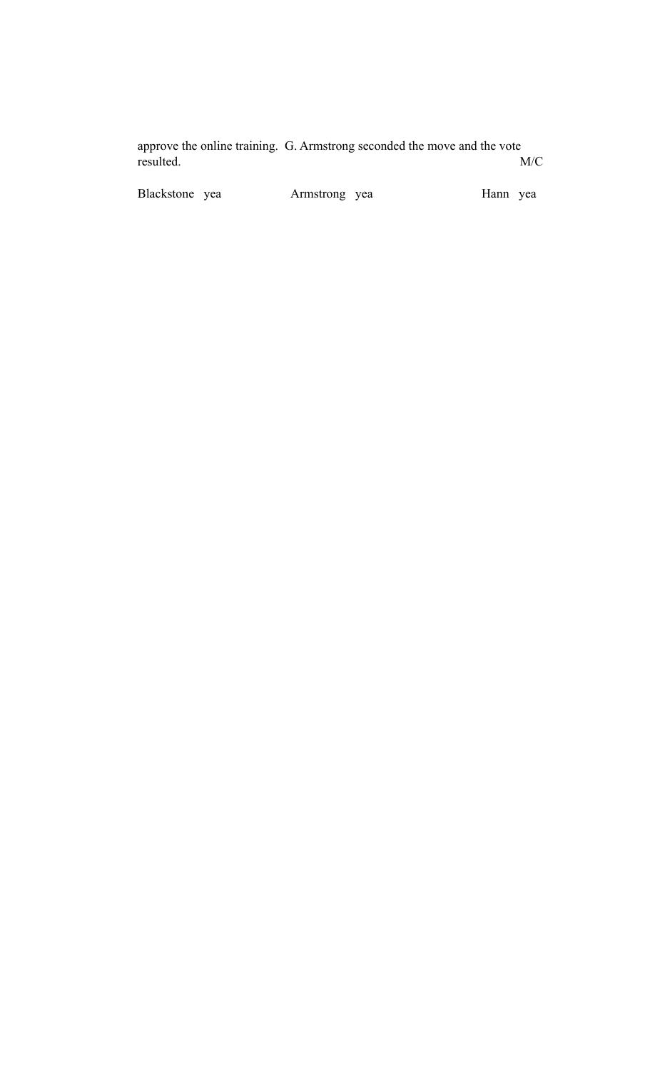approve the online training. G. Armstrong seconded the move and the vote resulted. M/C

Blackstone yea Armstrong yea Hann yea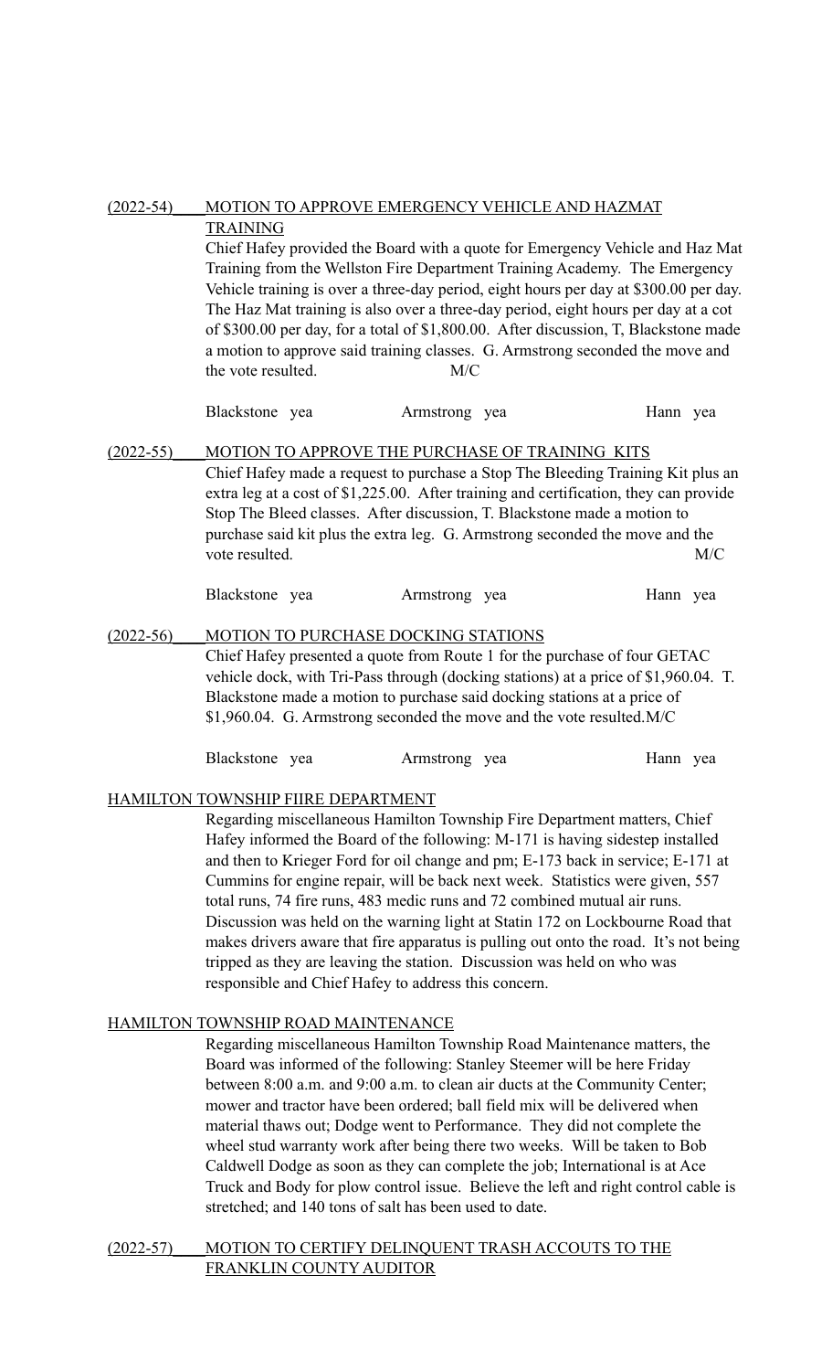(2022-54) **MOTION TO APPROVE EMERGENCY VEHICLE AND HAZMAT TRAINING**

Chief Hafey provided the Board with a quote for Emergency Vehicle and Haz Mat Training from the Wellston Fire Department Training Academy. The Emergency Vehicle training is over a three-day period, eight hours per day at $300.00 per day. The Haz Mat training is also over a three-day period, eight hours per day at a cot of $300.00 per day, for a total of $1,800.00. After discussion, T, Blackstone made a motion to approve said training classes. G. Armstrong seconded the move and the vote resulted. M/C

Blackstone yea Armstrong yea Hann yea

(2022-55) **MOTION TO APPROVE THE PURCHASE OF TRAINING KITS**

Chief Hafey made a request to purchase a Stop The Bleeding Training Kit plus an extra leg at a cost of $1,225.00. After training and certification, they can provide Stop The Bleed classes. After discussion, T. Blackstone made a motion to purchase said kit plus the extra leg. G. Armstrong seconded the move and the vote resulted. M/C

Blackstone yea Armstrong yea Hann yea

(2022-56) **MOTION TO PURCHASE DOCKING STATIONS**

Chief Hafey presented a quote from Route 1 for the purchase of four GETAC vehicle dock, with Tri-Pass through (docking stations) at a price of $1,960.04. T. Blackstone made a motion to purchase said docking stations at a price of $1,960.04. G. Armstrong seconded the move and the vote resulted.M/C

Blackstone yea Armstrong yea Hann yea

**HAMILTON TOWNSHIP FIIRE DEPARTMENT**

Regarding miscellaneous Hamilton Township Fire Department matters, Chief Hafey informed the Board of the following: M-171 is having sidestep installed and then to Krieger Ford for oil change and pm; E-173 back in service; E-171 at Cummins for engine repair, will be back next week. Statistics were given, 557 total runs, 74 fire runs, 483 medic runs and 72 combined mutual air runs. Discussion was held on the warning light at Statin 172 on Lockbourne Road that makes drivers aware that fire apparatus is pulling out onto the road. It's not being tripped as they are leaving the station. Discussion was held on who was responsible and Chief Hafey to address this concern.

**HAMILTON TOWNSHIP ROAD MAINTENANCE**

Regarding miscellaneous Hamilton Township Road Maintenance matters, the Board was informed of the following: Stanley Steemer will be here Friday between 8:00 a.m. and 9:00 a.m. to clean air ducts at the Community Center; mower and tractor have been ordered; ball field mix will be delivered when material thaws out; Dodge went to Performance. They did not complete the wheel stud warranty work after being there two weeks. Will be taken to Bob Caldwell Dodge as soon as they can complete the job; International is at Ace Truck and Body for plow control issue. Believe the left and right control cable is stretched; and 140 tons of salt has been used to date.

(2022-57) **MOTION TO CERTIFY DELINQUENT TRASH ACCOUTS TO THE FRANKLIN COUNTY AUDITOR**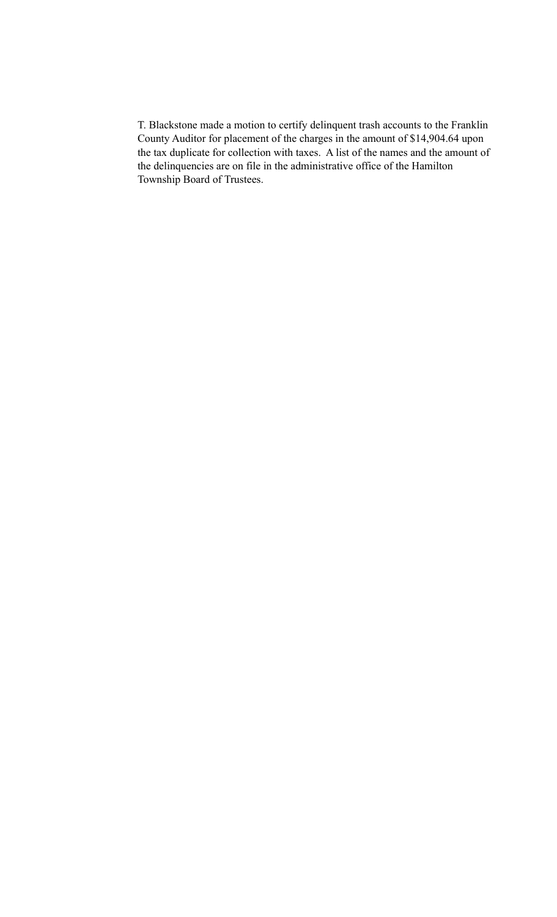T. Blackstone made a motion to certify delinquent trash accounts to the Franklin County Auditor for placement of the charges in the amount of $14,904.64 upon the tax duplicate for collection with taxes. A list of the names and the amount of the delinquencies are on file in the administrative office of the Hamilton Township Board of Trustees.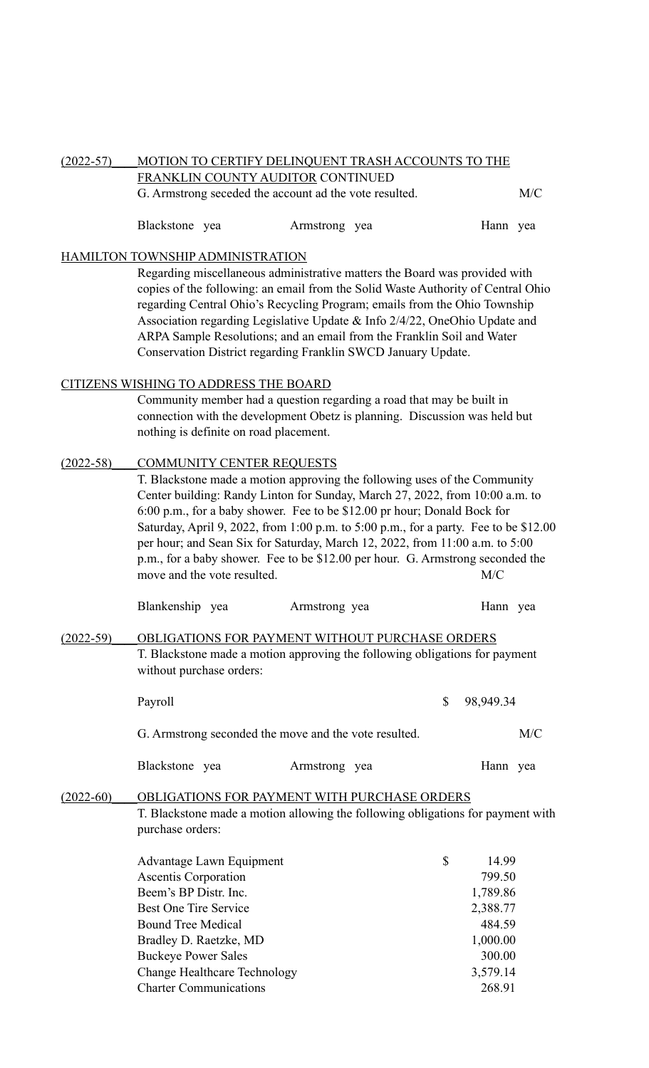**(2022-57)** **MOTION TO CERTIFY DELINQUENT TRASH ACCOUNTS TO THE FRANKLIN COUNTY AUDITOR CONTINUED**

G. Armstrong seceded the account ad the vote resulted. M/C

| | | |
|---|---|---|
| Blackstone yea | Armstrong yea | Hann yea |

## HAMILTON TOWNSHIP ADMINISTRATION

Regarding miscellaneous administrative matters the Board was provided with copies of the following: an email from the Solid Waste Authority of Central Ohio regarding Central Ohio's Recycling Program; emails from the Ohio Township Association regarding Legislative Update & Info 2/4/22, OneOhio Update and ARPA Sample Resolutions; and an email from the Franklin Soil and Water Conservation District regarding Franklin SWCD January Update.

## CITIZENS WISHING TO ADDRESS THE BOARD

Community member had a question regarding a road that may be built in connection with the development Obetz is planning. Discussion was held but nothing is definite on road placement.

**(2022-58)** **COMMUNITY CENTER REQUESTS**

T. Blackstone made a motion approving the following uses of the Community Center building: Randy Linton for Sunday, March 27, 2022, from 10:00 a.m. to 6:00 p.m., for a baby shower. Fee to be $12.00 pr hour; Donald Bock for Saturday, April 9, 2022, from 1:00 p.m. to 5:00 p.m., for a party. Fee to be $12.00 per hour; and Sean Six for Saturday, March 12, 2022, from 11:00 a.m. to 5:00 p.m., for a baby shower. Fee to be $12.00 per hour. G. Armstrong seconded the move and the vote resulted. M/C

| | | |
|---|---|---|
| Blankenship yea | Armstrong yea | Hann yea |

**(2022-59)** **OBLIGATIONS FOR PAYMENT WITHOUT PURCHASE ORDERS**

T. Blackstone made a motion approving the following obligations for payment without purchase orders:

| | |
|---|---|
| Payroll | $ 98,949.34 |

G. Armstrong seconded the move and the vote resulted. M/C

| | | |
|---|---|---|
| Blackstone yea | Armstrong yea | Hann yea |

**(2022-60)** **OBLIGATIONS FOR PAYMENT WITH PURCHASE ORDERS**

T. Blackstone made a motion allowing the following obligations for payment with purchase orders:

| | |
|---|---|
| Advantage Lawn Equipment | $ 14.99 |
| Ascentis Corporation | 799.50 |
| Beem's BP Distr. Inc. | 1,789.86 |
| Best One Tire Service | 2,388.77 |
| Bound Tree Medical | 484.59 |
| Bradley D. Raetzke, MD | 1,000.00 |
| Buckeye Power Sales | 300.00 |
| Change Healthcare Technology | 3,579.14 |
| Charter Communications | 268.91 |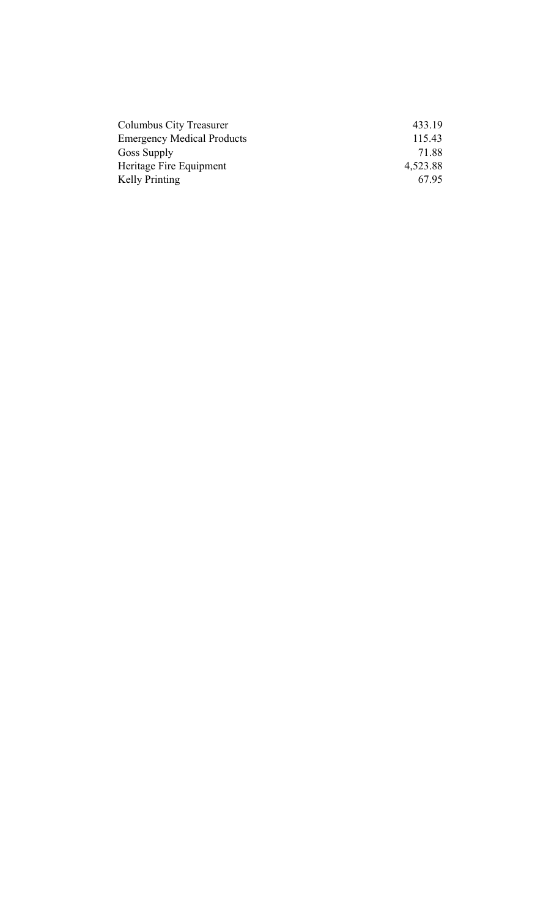| | |
|---|---:|
| Columbus City Treasurer | 433.19 |
| Emergency Medical Products | 115.43 |
| Goss Supply | 71.88 |
| Heritage Fire Equipment | 4,523.88 |
| Kelly Printing | 67.95 |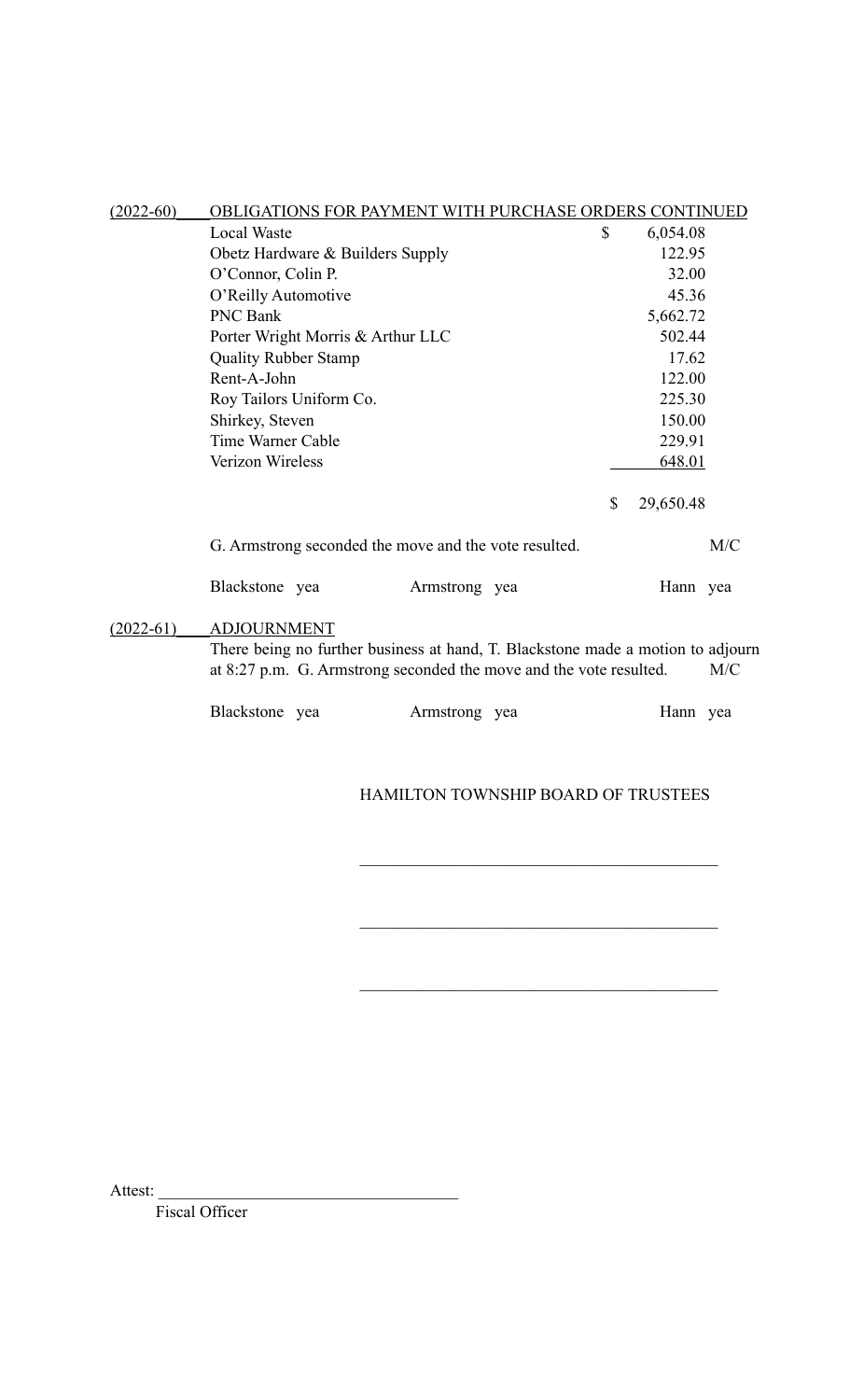(2022-60) OBLIGATIONS FOR PAYMENT WITH PURCHASE ORDERS CONTINUED

| | |
|---|---|
| Local Waste | $ 6,054.08 |
| Obetz Hardware & Builders Supply | 122.95 |
| O'Connor, Colin P. | 32.00 |
| O'Reilly Automotive | 45.36 |
| PNC Bank | 5,662.72 |
| Porter Wright Morris & Arthur LLC | 502.44 |
| Quality Rubber Stamp | 17.62 |
| Rent-A-John | 122.00 |
| Roy Tailors Uniform Co. | 225.30 |
| Shirkey, Steven | 150.00 |
| Time Warner Cable | 229.91 |
| Verizon Wireless | 648.01 |
| | $ 29,650.48 |

G. Armstrong seconded the move and the vote resulted. M/C

Blackstone yea Armstrong yea Hann yea

(2022-61) ADJOURNMENT

There being no further business at hand, T. Blackstone made a motion to adjourn at 8:27 p.m. G. Armstrong seconded the move and the vote resulted. M/C

Blackstone yea Armstrong yea Hann yea

HAMILTON TOWNSHIP BOARD OF TRUSTEES

\_\_\_\_\_\_\_\_\_\_\_\_\_\_\_\_\_\_\_\_\_\_\_\_\_\_\_\_\_\_\_\_\_\_\_\_\_\_\_\_\_\_

\_\_\_\_\_\_\_\_\_\_\_\_\_\_\_\_\_\_\_\_\_\_\_\_\_\_\_\_\_\_\_\_\_\_\_\_\_\_\_\_\_\_

\_\_\_\_\_\_\_\_\_\_\_\_\_\_\_\_\_\_\_\_\_\_\_\_\_\_\_\_\_\_\_\_\_\_\_\_\_\_\_\_\_\_

Attest: \_\_\_\_\_\_\_\_\_\_\_\_\_\_\_\_\_\_\_\_\_\_\_\_\_\_\_\_\_\_\_\_\_\_\_

Fiscal Officer